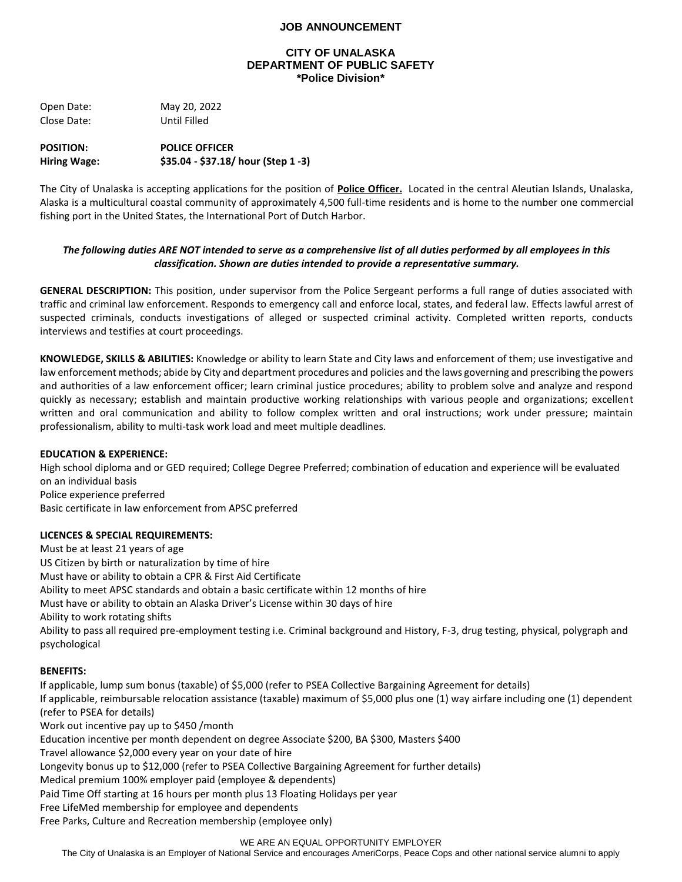# JOB ANNOUNCEMENT

## CITY OF UNALASKA
## DEPARTMENT OF PUBLIC SAFETY
## *Police Division*

Open Date: May 20, 2022
Close Date: Until Filled

**POSITION:** **POLICE OFFICER**
**Hiring Wage:** **$35.04 - $37.18/ hour (Step 1 -3)**

The City of Unalaska is accepting applications for the position of **Police Officer.** Located in the central Aleutian Islands, Unalaska, Alaska is a multicultural coastal community of approximately 4,500 full-time residents and is home to the number one commercial fishing port in the United States, the International Port of Dutch Harbor.

***The following duties ARE NOT intended to serve as a comprehensive list of all duties performed by all employees in this classification. Shown are duties intended to provide a representative summary.***

**GENERAL DESCRIPTION:** This position, under supervisor from the Police Sergeant performs a full range of duties associated with traffic and criminal law enforcement. Responds to emergency call and enforce local, states, and federal law. Effects lawful arrest of suspected criminals, conducts investigations of alleged or suspected criminal activity. Completed written reports, conducts interviews and testifies at court proceedings.

**KNOWLEDGE, SKILLS & ABILITIES:** Knowledge or ability to learn State and City laws and enforcement of them; use investigative and law enforcement methods; abide by City and department procedures and policies and the laws governing and prescribing the powers and authorities of a law enforcement officer; learn criminal justice procedures; ability to problem solve and analyze and respond quickly as necessary; establish and maintain productive working relationships with various people and organizations; excellent written and oral communication and ability to follow complex written and oral instructions; work under pressure; maintain professionalism, ability to multi-task work load and meet multiple deadlines.

**EDUCATION & EXPERIENCE:**

High school diploma and or GED required; College Degree Preferred; combination of education and experience will be evaluated on an individual basis
Police experience preferred
Basic certificate in law enforcement from APSC preferred

**LICENCES & SPECIAL REQUIREMENTS:**

Must be at least 21 years of age
US Citizen by birth or naturalization by time of hire
Must have or ability to obtain a CPR & First Aid Certificate
Ability to meet APSC standards and obtain a basic certificate within 12 months of hire
Must have or ability to obtain an Alaska Driver's License within 30 days of hire
Ability to work rotating shifts
Ability to pass all required pre-employment testing i.e. Criminal background and History, F-3, drug testing, physical, polygraph and psychological

**BENEFITS:**

If applicable, lump sum bonus (taxable) of $5,000 (refer to PSEA Collective Bargaining Agreement for details)
If applicable, reimbursable relocation assistance (taxable) maximum of $5,000 plus one (1) way airfare including one (1) dependent (refer to PSEA for details)
Work out incentive pay up to $450 /month
Education incentive per month dependent on degree Associate $200, BA $300, Masters $400
Travel allowance $2,000 every year on your date of hire
Longevity bonus up to $12,000 (refer to PSEA Collective Bargaining Agreement for further details)
Medical premium 100% employer paid (employee & dependents)
Paid Time Off starting at 16 hours per month plus 13 Floating Holidays per year
Free LifeMed membership for employee and dependents
Free Parks, Culture and Recreation membership (employee only)

WE ARE AN EQUAL OPPORTUNITY EMPLOYER
The City of Unalaska is an Employer of National Service and encourages AmeriCorps, Peace Cops and other national service alumni to apply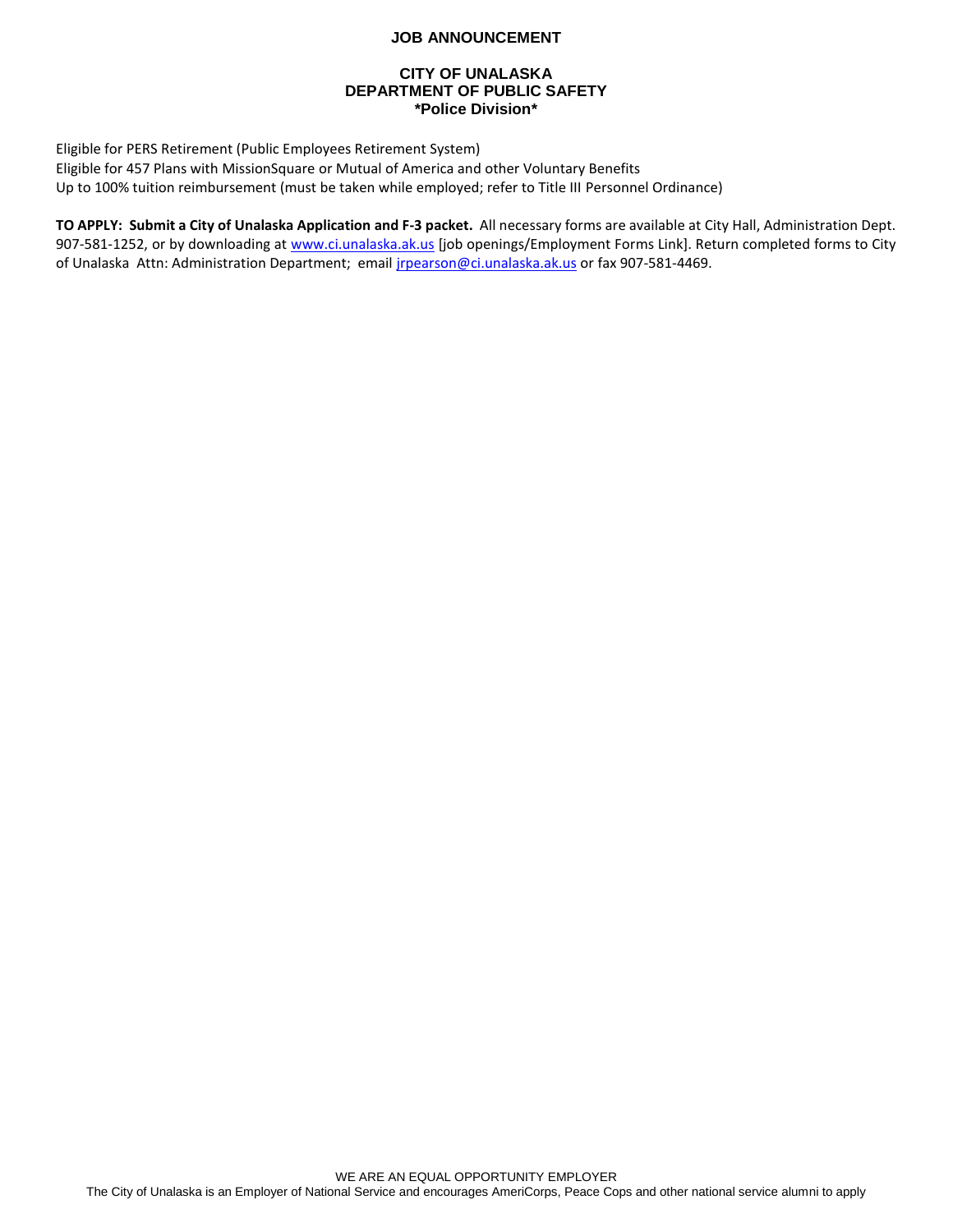**JOB ANNOUNCEMENT**

**CITY OF UNALASKA**
**DEPARTMENT OF PUBLIC SAFETY**
***Police Division***

Eligible for PERS Retirement (Public Employees Retirement System)
Eligible for 457 Plans with MissionSquare or Mutual of America and other Voluntary Benefits
Up to 100% tuition reimbursement (must be taken while employed; refer to Title III Personnel Ordinance)

**TO APPLY: Submit a City of Unalaska Application and F-3 packet.** All necessary forms are available at City Hall, Administration Dept. 907-581-1252, or by downloading at www.ci.unalaska.ak.us [job openings/Employment Forms Link]. Return completed forms to City of Unalaska Attn: Administration Department; email jrpearson@ci.unalaska.ak.us or fax 907-581-4469.

WE ARE AN EQUAL OPPORTUNITY EMPLOYER
The City of Unalaska is an Employer of National Service and encourages AmeriCorps, Peace Cops and other national service alumni to apply